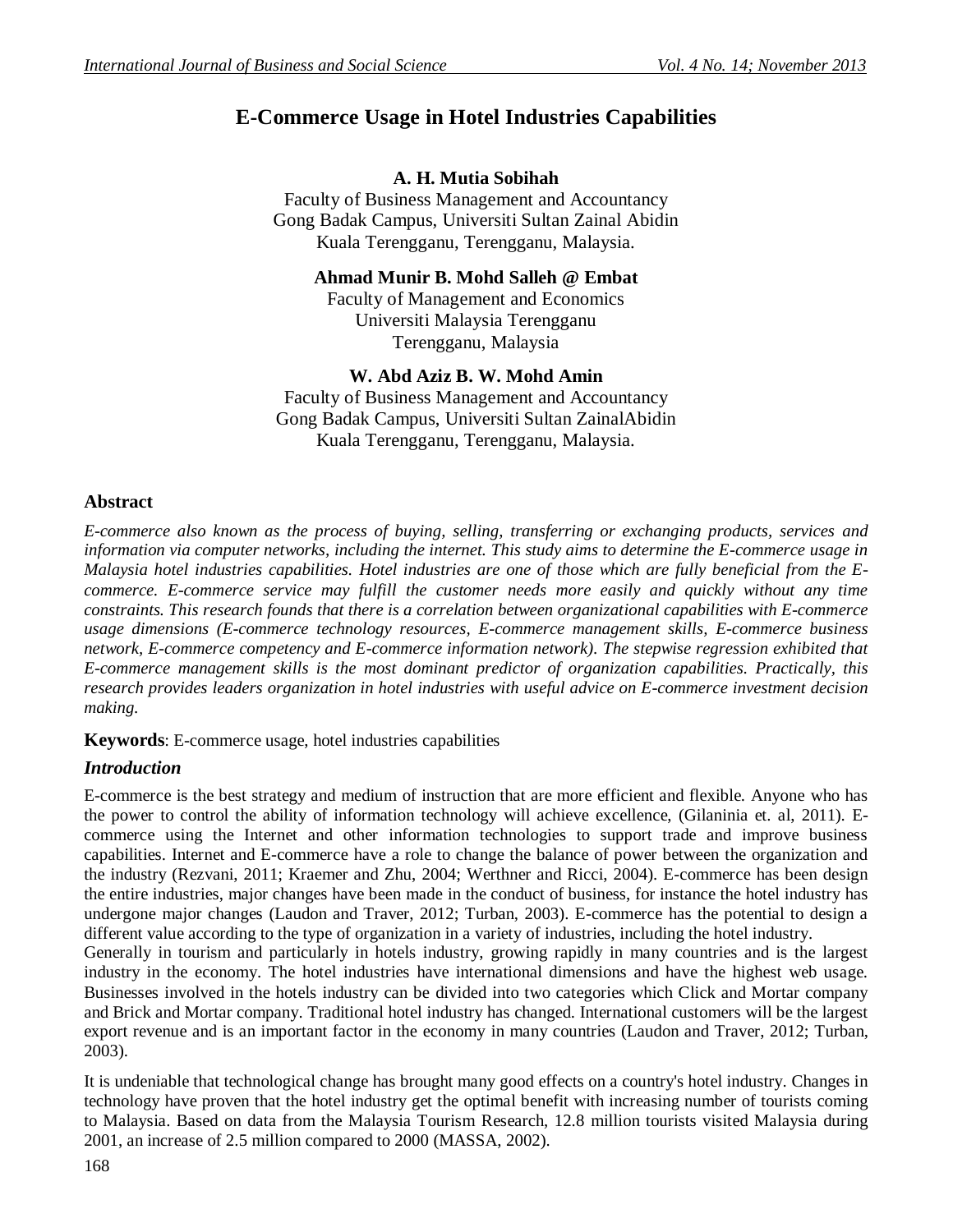# E-Commerce Usage in Hotel Industries Capabilities

**A. H. Mutia Sobihah**
Faculty of Business Management and Accountancy
Gong Badak Campus, Universiti Sultan Zainal Abidin
Kuala Terengganu, Terengganu, Malaysia.

**Ahmad Munir B. Mohd Salleh @ Embat**
Faculty of Management and Economics
Universiti Malaysia Terengganu
Terengganu, Malaysia

**W. Abd Aziz B. W. Mohd Amin**
Faculty of Business Management and Accountancy
Gong Badak Campus, Universiti Sultan ZainalAbidin
Kuala Terengganu, Terengganu, Malaysia.

## Abstract

*E-commerce also known as the process of buying, selling, transferring or exchanging products, services and information via computer networks, including the internet. This study aims to determine the E-commerce usage in Malaysia hotel industries capabilities. Hotel industries are one of those which are fully beneficial from the E-commerce. E-commerce service may fulfill the customer needs more easily and quickly without any time constraints. This research founds that there is a correlation between organizational capabilities with E-commerce usage dimensions (E-commerce technology resources, E-commerce management skills, E-commerce business network, E-commerce competency and E-commerce information network). The stepwise regression exhibited that E-commerce management skills is the most dominant predictor of organization capabilities. Practically, this research provides leaders organization in hotel industries with useful advice on E-commerce investment decision making.*

**Keywords**: E-commerce usage, hotel industries capabilities

## *Introduction*

E-commerce is the best strategy and medium of instruction that are more efficient and flexible. Anyone who has the power to control the ability of information technology will achieve excellence, (Gilaninia et. al, 2011). E-commerce using the Internet and other information technologies to support trade and improve business capabilities. Internet and E-commerce have a role to change the balance of power between the organization and the industry (Rezvani, 2011; Kraemer and Zhu, 2004; Werthner and Ricci, 2004). E-commerce has been design the entire industries, major changes have been made in the conduct of business, for instance the hotel industry has undergone major changes (Laudon and Traver, 2012; Turban, 2003). E-commerce has the potential to design a different value according to the type of organization in a variety of industries, including the hotel industry.
Generally in tourism and particularly in hotels industry, growing rapidly in many countries and is the largest industry in the economy. The hotel industries have international dimensions and have the highest web usage. Businesses involved in the hotels industry can be divided into two categories which Click and Mortar company and Brick and Mortar company. Traditional hotel industry has changed. International customers will be the largest export revenue and is an important factor in the economy in many countries (Laudon and Traver, 2012; Turban, 2003).

It is undeniable that technological change has brought many good effects on a country's hotel industry. Changes in technology have proven that the hotel industry get the optimal benefit with increasing number of tourists coming to Malaysia. Based on data from the Malaysia Tourism Research, 12.8 million tourists visited Malaysia during 2001, an increase of 2.5 million compared to 2000 (MASSA, 2002).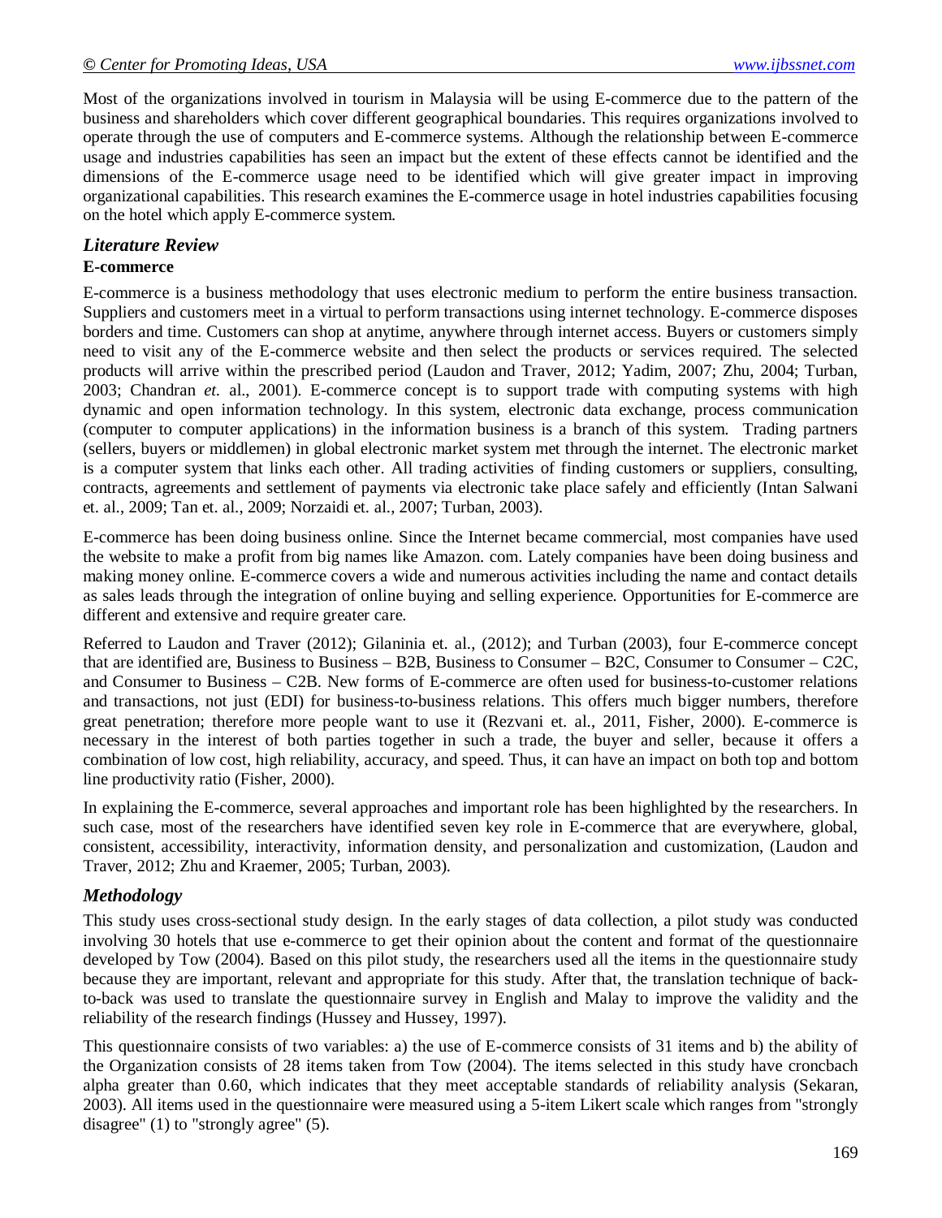Most of the organizations involved in tourism in Malaysia will be using E-commerce due to the pattern of the business and shareholders which cover different geographical boundaries. This requires organizations involved to operate through the use of computers and E-commerce systems. Although the relationship between E-commerce usage and industries capabilities has seen an impact but the extent of these effects cannot be identified and the dimensions of the E-commerce usage need to be identified which will give greater impact in improving organizational capabilities. This research examines the E-commerce usage in hotel industries capabilities focusing on the hotel which apply E-commerce system.

## *Literature Review*

### E-commerce

E-commerce is a business methodology that uses electronic medium to perform the entire business transaction. Suppliers and customers meet in a virtual to perform transactions using internet technology. E-commerce disposes borders and time. Customers can shop at anytime, anywhere through internet access. Buyers or customers simply need to visit any of the E-commerce website and then select the products or services required. The selected products will arrive within the prescribed period (Laudon and Traver, 2012; Yadim, 2007; Zhu, 2004; Turban, 2003; Chandran *et.* al., 2001). E-commerce concept is to support trade with computing systems with high dynamic and open information technology. In this system, electronic data exchange, process communication (computer to computer applications) in the information business is a branch of this system. Trading partners (sellers, buyers or middlemen) in global electronic market system met through the internet. The electronic market is a computer system that links each other. All trading activities of finding customers or suppliers, consulting, contracts, agreements and settlement of payments via electronic take place safely and efficiently (Intan Salwani et. al., 2009; Tan et. al., 2009; Norzaidi et. al., 2007; Turban, 2003).

E-commerce has been doing business online. Since the Internet became commercial, most companies have used the website to make a profit from big names like Amazon. com. Lately companies have been doing business and making money online. E-commerce covers a wide and numerous activities including the name and contact details as sales leads through the integration of online buying and selling experience. Opportunities for E-commerce are different and extensive and require greater care.

Referred to Laudon and Traver (2012); Gilaninia et. al., (2012); and Turban (2003), four E-commerce concept that are identified are, Business to Business – B2B, Business to Consumer – B2C, Consumer to Consumer – C2C, and Consumer to Business – C2B. New forms of E-commerce are often used for business-to-customer relations and transactions, not just (EDI) for business-to-business relations. This offers much bigger numbers, therefore great penetration; therefore more people want to use it (Rezvani et. al., 2011, Fisher, 2000). E-commerce is necessary in the interest of both parties together in such a trade, the buyer and seller, because it offers a combination of low cost, high reliability, accuracy, and speed. Thus, it can have an impact on both top and bottom line productivity ratio (Fisher, 2000).

In explaining the E-commerce, several approaches and important role has been highlighted by the researchers. In such case, most of the researchers have identified seven key role in E-commerce that are everywhere, global, consistent, accessibility, interactivity, information density, and personalization and customization, (Laudon and Traver, 2012; Zhu and Kraemer, 2005; Turban, 2003).

## *Methodology*

This study uses cross-sectional study design. In the early stages of data collection, a pilot study was conducted involving 30 hotels that use e-commerce to get their opinion about the content and format of the questionnaire developed by Tow (2004). Based on this pilot study, the researchers used all the items in the questionnaire study because they are important, relevant and appropriate for this study. After that, the translation technique of back-to-back was used to translate the questionnaire survey in English and Malay to improve the validity and the reliability of the research findings (Hussey and Hussey, 1997).

This questionnaire consists of two variables: a) the use of E-commerce consists of 31 items and b) the ability of the Organization consists of 28 items taken from Tow (2004). The items selected in this study have croncbach alpha greater than 0.60, which indicates that they meet acceptable standards of reliability analysis (Sekaran, 2003). All items used in the questionnaire were measured using a 5-item Likert scale which ranges from "strongly disagree" (1) to "strongly agree" (5).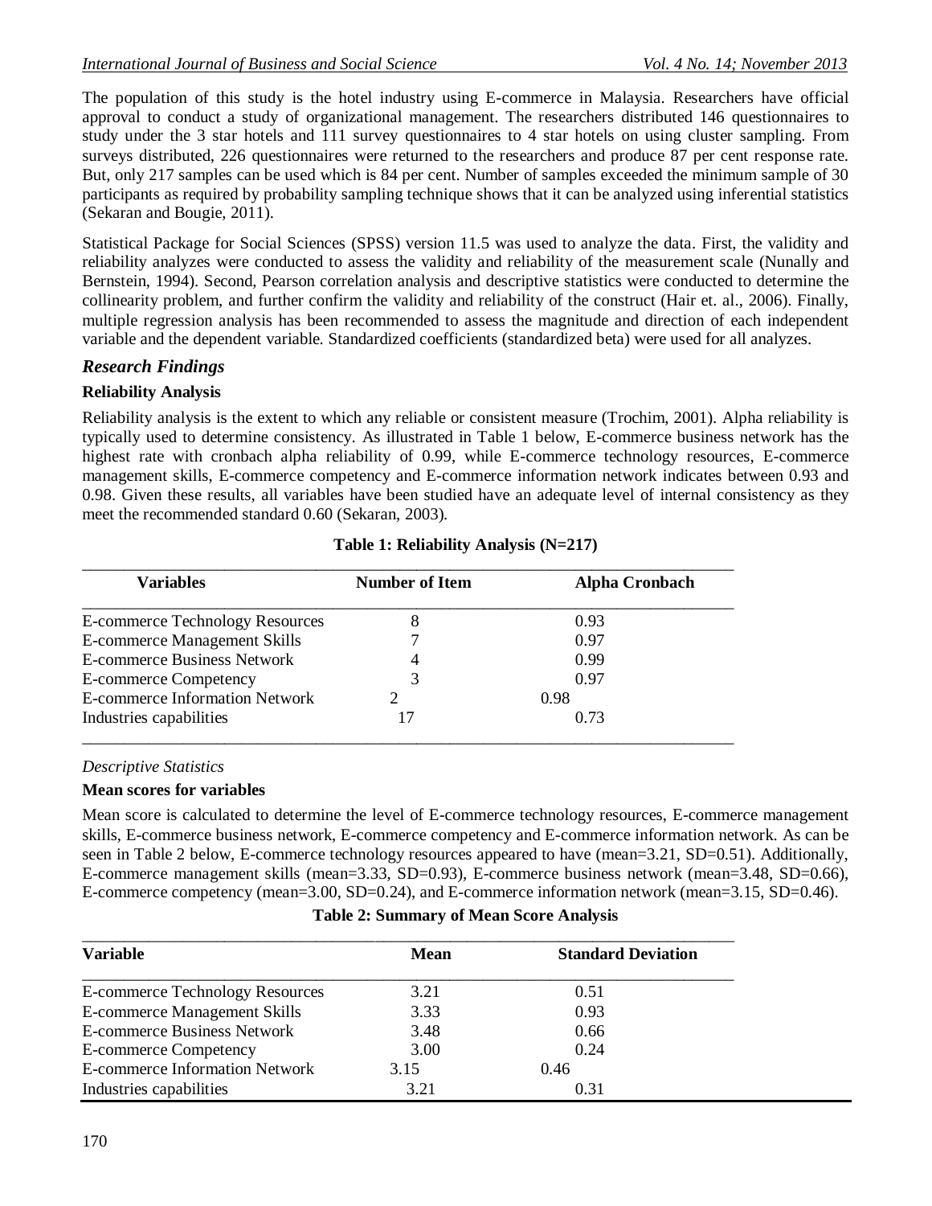The population of this study is the hotel industry using E-commerce in Malaysia. Researchers have official approval to conduct a study of organizational management. The researchers distributed 146 questionnaires to study under the 3 star hotels and 111 survey questionnaires to 4 star hotels on using cluster sampling. From surveys distributed, 226 questionnaires were returned to the researchers and produce 87 per cent response rate. But, only 217 samples can be used which is 84 per cent. Number of samples exceeded the minimum sample of 30 participants as required by probability sampling technique shows that it can be analyzed using inferential statistics (Sekaran and Bougie, 2011).

Statistical Package for Social Sciences (SPSS) version 11.5 was used to analyze the data. First, the validity and reliability analyzes were conducted to assess the validity and reliability of the measurement scale (Nunally and Bernstein, 1994). Second, Pearson correlation analysis and descriptive statistics were conducted to determine the collinearity problem, and further confirm the validity and reliability of the construct (Hair et. al., 2006). Finally, multiple regression analysis has been recommended to assess the magnitude and direction of each independent variable and the dependent variable. Standardized coefficients (standardized beta) were used for all analyzes.

## *Research Findings*

### Reliability Analysis

Reliability analysis is the extent to which any reliable or consistent measure (Trochim, 2001). Alpha reliability is typically used to determine consistency. As illustrated in Table 1 below, E-commerce business network has the highest rate with cronbach alpha reliability of 0.99, while E-commerce technology resources, E-commerce management skills, E-commerce competency and E-commerce information network indicates between 0.93 and 0.98. Given these results, all variables have been studied have an adequate level of internal consistency as they meet the recommended standard 0.60 (Sekaran, 2003).

**Table 1: Reliability Analysis (N=217)**

| Variables | Number of Item | Alpha Cronbach |
|---|---|---|
| E-commerce Technology Resources | 8 | 0.93 |
| E-commerce Management Skills | 7 | 0.97 |
| E-commerce Business Network | 4 | 0.99 |
| E-commerce Competency | 3 | 0.97 |
| E-commerce Information Network | 2 | 0.98 |
| Industries capabilities | 17 | 0.73 |

*Descriptive Statistics*

### Mean scores for variables

Mean score is calculated to determine the level of E-commerce technology resources, E-commerce management skills, E-commerce business network, E-commerce competency and E-commerce information network. As can be seen in Table 2 below, E-commerce technology resources appeared to have (mean=3.21, SD=0.51). Additionally, E-commerce management skills (mean=3.33, SD=0.93), E-commerce business network (mean=3.48, SD=0.66), E-commerce competency (mean=3.00, SD=0.24), and E-commerce information network (mean=3.15, SD=0.46).

**Table 2: Summary of Mean Score Analysis**

| Variable | Mean | Standard Deviation |
|---|---|---|
| E-commerce Technology Resources | 3.21 | 0.51 |
| E-commerce Management Skills | 3.33 | 0.93 |
| E-commerce Business Network | 3.48 | 0.66 |
| E-commerce Competency | 3.00 | 0.24 |
| E-commerce Information Network | 3.15 | 0.46 |
| Industries capabilities | 3.21 | 0.31 |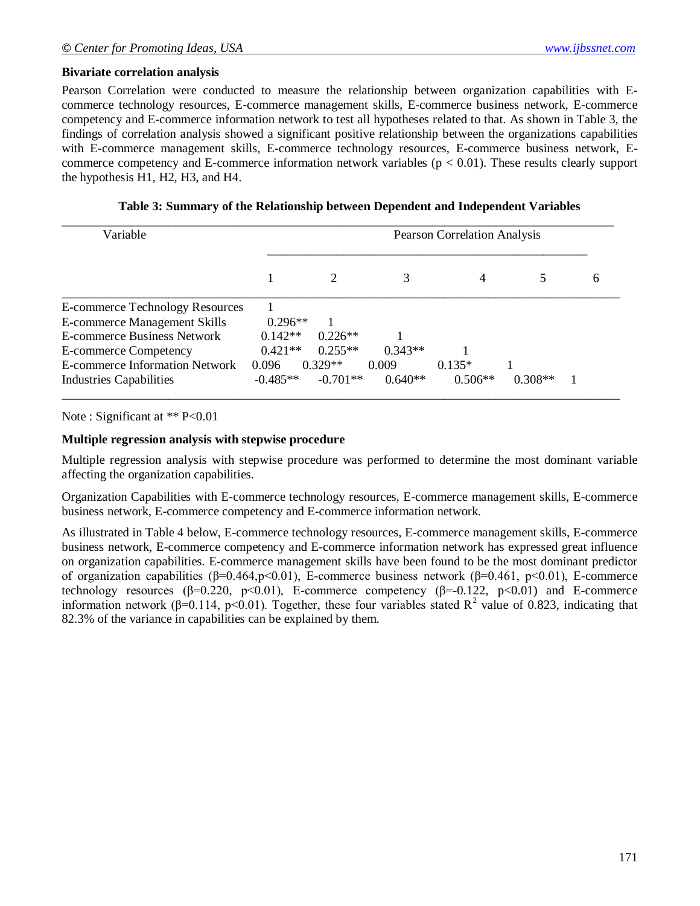**Bivariate correlation analysis**

Pearson Correlation were conducted to measure the relationship between organization capabilities with E-commerce technology resources, E-commerce management skills, E-commerce business network, E-commerce competency and E-commerce information network to test all hypotheses related to that. As shown in Table 3, the findings of correlation analysis showed a significant positive relationship between the organizations capabilities with E-commerce management skills, E-commerce technology resources, E-commerce business network, E-commerce competency and E-commerce information network variables ($p < 0.01$). These results clearly support the hypothesis H1, H2, H3, and H4.

**Table 3: Summary of the Relationship between Dependent and Independent Variables**

| Variable | Pearson Correlation Analysis | | | | | |
|---|---|---|---|---|---|---|
| | 1 | 2 | 3 | 4 | 5 | 6 |
| E-commerce Technology Resources | 1 | | | | | |
| E-commerce Management Skills | 0.296** | 1 | | | | |
| E-commerce Business Network | 0.142** | 0.226** | 1 | | | |
| E-commerce Competency | 0.421** | 0.255** | 0.343** | 1 | | |
| E-commerce Information Network | 0.096 | 0.329** | 0.009 | 0.135* | 1 | |
| Industries Capabilities | -0.485** | -0.701** | 0.640** | 0.506** | 0.308** | 1 |

Note : Significant at ** P<0.01

**Multiple regression analysis with stepwise procedure**

Multiple regression analysis with stepwise procedure was performed to determine the most dominant variable affecting the organization capabilities.

Organization Capabilities with E-commerce technology resources, E-commerce management skills, E-commerce business network, E-commerce competency and E-commerce information network.

As illustrated in Table 4 below, E-commerce technology resources, E-commerce management skills, E-commerce business network, E-commerce competency and E-commerce information network has expressed great influence on organization capabilities. E-commerce management skills have been found to be the most dominant predictor of organization capabilities ($\beta=0.464, p<0.01$), E-commerce business network ($\beta=0.461$, $p<0.01$), E-commerce technology resources ($\beta=0.220$, $p<0.01$), E-commerce competency ($\beta=-0.122$, $p<0.01$) and E-commerce information network ($\beta=0.114$, $p<0.01$). Together, these four variables stated $R^2$ value of 0.823, indicating that 82.3% of the variance in capabilities can be explained by them.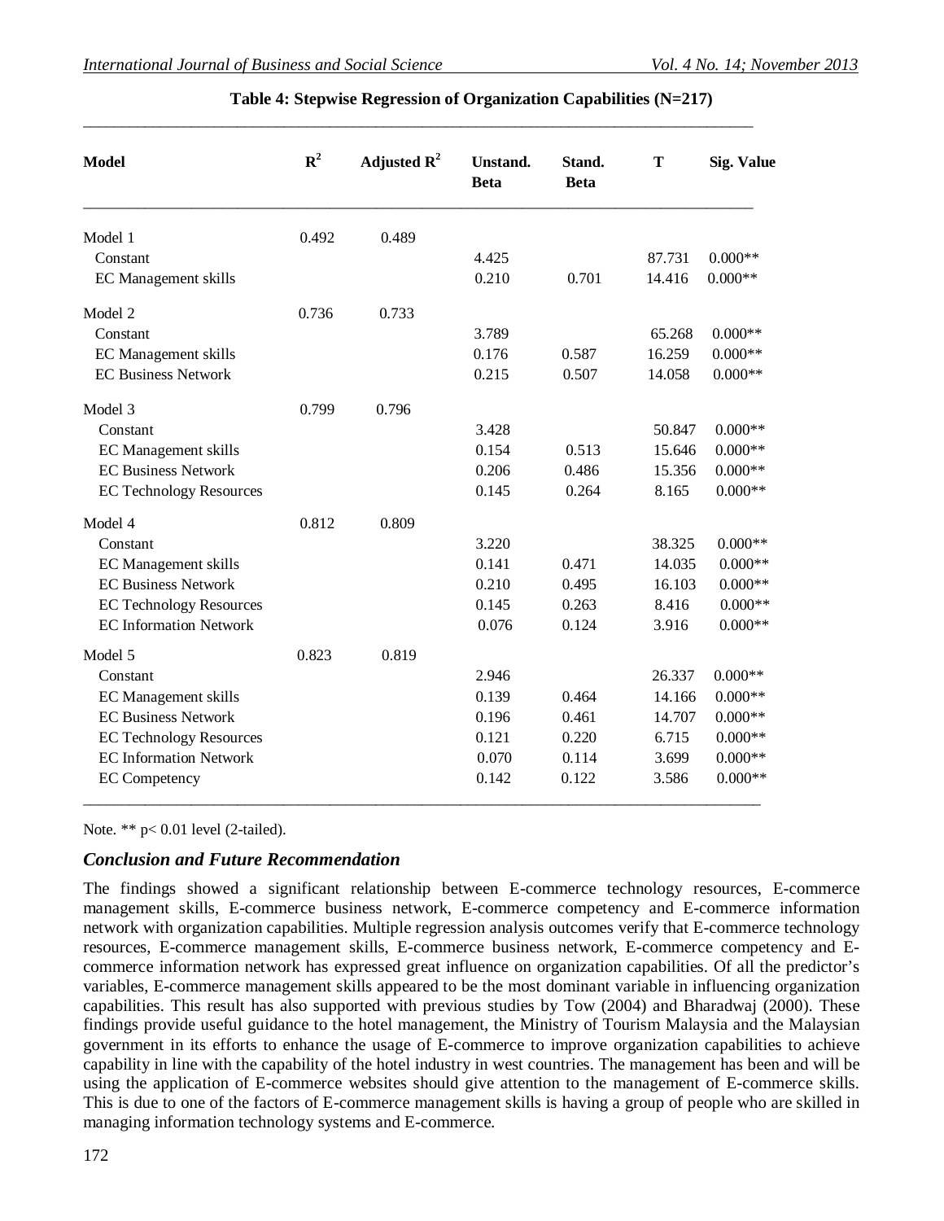**Table 4: Stepwise Regression of Organization Capabilities (N=217)**

| Model | $R^2$ | Adjusted $R^2$ | Unstand. Beta | Stand. Beta | T | Sig. Value |
|---|---|---|---|---|---|---|
| Model 1 | 0.492 | 0.489 | | | | |
| Constant | | | 4.425 | | 87.731 | 0.000** |
| EC Management skills | | | 0.210 | 0.701 | 14.416 | 0.000** |
| Model 2 | 0.736 | 0.733 | | | | |
| Constant | | | 3.789 | | 65.268 | 0.000** |
| EC Management skills | | | 0.176 | 0.587 | 16.259 | 0.000** |
| EC Business Network | | | 0.215 | 0.507 | 14.058 | 0.000** |
| Model 3 | 0.799 | 0.796 | | | | |
| Constant | | | 3.428 | | 50.847 | 0.000** |
| EC Management skills | | | 0.154 | 0.513 | 15.646 | 0.000** |
| EC Business Network | | | 0.206 | 0.486 | 15.356 | 0.000** |
| EC Technology Resources | | | 0.145 | 0.264 | 8.165 | 0.000** |
| Model 4 | 0.812 | 0.809 | | | | |
| Constant | | | 3.220 | | 38.325 | 0.000** |
| EC Management skills | | | 0.141 | 0.471 | 14.035 | 0.000** |
| EC Business Network | | | 0.210 | 0.495 | 16.103 | 0.000** |
| EC Technology Resources | | | 0.145 | 0.263 | 8.416 | 0.000** |
| EC Information Network | | | 0.076 | 0.124 | 3.916 | 0.000** |
| Model 5 | 0.823 | 0.819 | | | | |
| Constant | | | 2.946 | | 26.337 | 0.000** |
| EC Management skills | | | 0.139 | 0.464 | 14.166 | 0.000** |
| EC Business Network | | | 0.196 | 0.461 | 14.707 | 0.000** |
| EC Technology Resources | | | 0.121 | 0.220 | 6.715 | 0.000** |
| EC Information Network | | | 0.070 | 0.114 | 3.699 | 0.000** |
| EC Competency | | | 0.142 | 0.122 | 3.586 | 0.000** |

Note. ** $p < 0.01$ level (2-tailed).

## *Conclusion and Future Recommendation*

The findings showed a significant relationship between E-commerce technology resources, E-commerce management skills, E-commerce business network, E-commerce competency and E-commerce information network with organization capabilities. Multiple regression analysis outcomes verify that E-commerce technology resources, E-commerce management skills, E-commerce business network, E-commerce competency and E-commerce information network has expressed great influence on organization capabilities. Of all the predictor's variables, E-commerce management skills appeared to be the most dominant variable in influencing organization capabilities. This result has also supported with previous studies by Tow (2004) and Bharadwaj (2000). These findings provide useful guidance to the hotel management, the Ministry of Tourism Malaysia and the Malaysian government in its efforts to enhance the usage of E-commerce to improve organization capabilities to achieve capability in line with the capability of the hotel industry in west countries. The management has been and will be using the application of E-commerce websites should give attention to the management of E-commerce skills. This is due to one of the factors of E-commerce management skills is having a group of people who are skilled in managing information technology systems and E-commerce.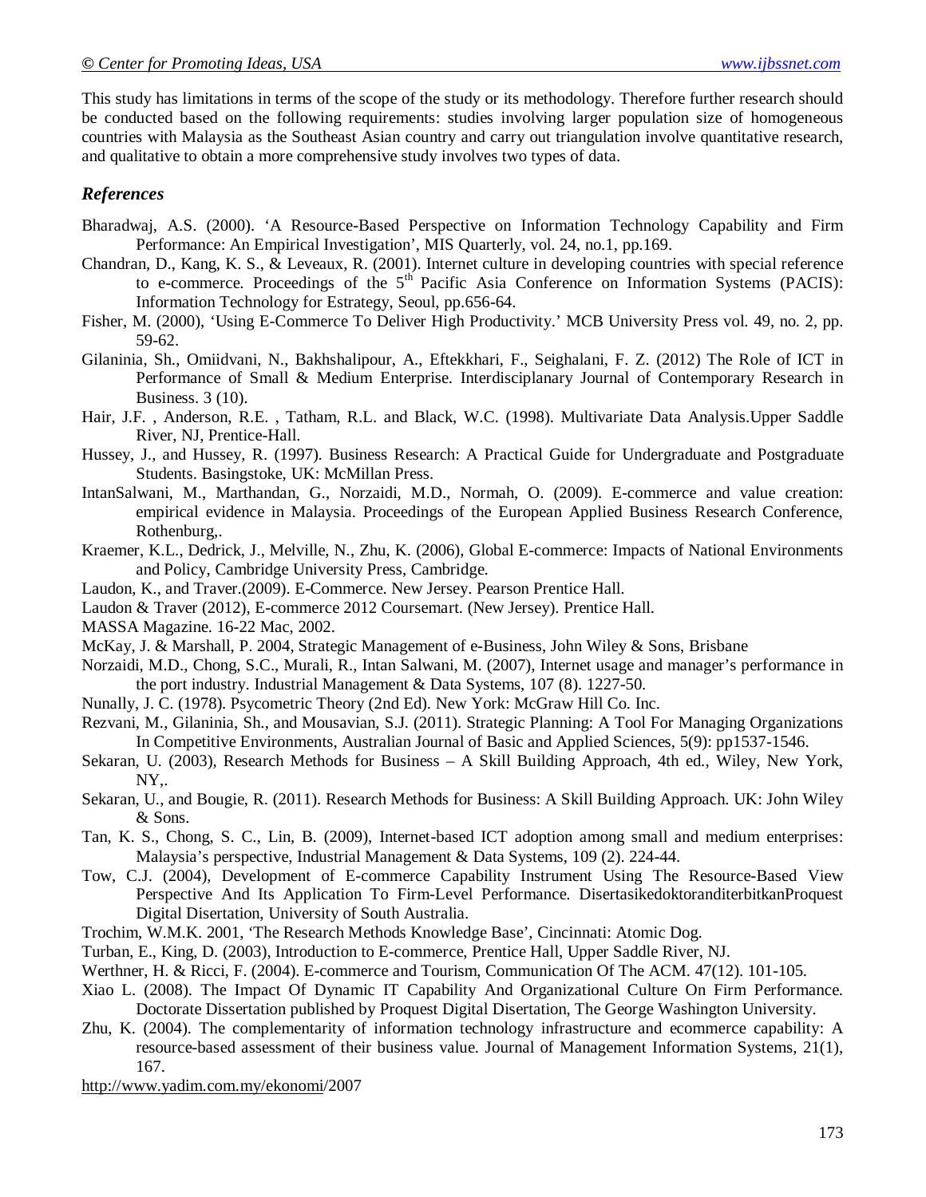This study has limitations in terms of the scope of the study or its methodology. Therefore further research should be conducted based on the following requirements: studies involving larger population size of homogeneous countries with Malaysia as the Southeast Asian country and carry out triangulation involve quantitative research, and qualitative to obtain a more comprehensive study involves two types of data.

## *References*

Bharadwaj, A.S. (2000). 'A Resource-Based Perspective on Information Technology Capability and Firm Performance: An Empirical Investigation', MIS Quarterly, vol. 24, no.1, pp.169.

Chandran, D., Kang, K. S., & Leveaux, R. (2001). Internet culture in developing countries with special reference to e-commerce. Proceedings of the 5th Pacific Asia Conference on Information Systems (PACIS): Information Technology for Estrategy, Seoul, pp.656-64.

Fisher, M. (2000), 'Using E-Commerce To Deliver High Productivity.' MCB University Press vol. 49, no. 2, pp. 59-62.

Gilaninia, Sh., Omiidvani, N., Bakhshalipour, A., Eftekkhari, F., Seighalani, F. Z. (2012) The Role of ICT in Performance of Small & Medium Enterprise. Interdisciplanary Journal of Contemporary Research in Business. 3 (10).

Hair, J.F. , Anderson, R.E. , Tatham, R.L. and Black, W.C. (1998). Multivariate Data Analysis.Upper Saddle River, NJ, Prentice-Hall.

Hussey, J., and Hussey, R. (1997). Business Research: A Practical Guide for Undergraduate and Postgraduate Students. Basingstoke, UK: McMillan Press.

IntanSalwani, M., Marthandan, G., Norzaidi, M.D., Normah, O. (2009). E-commerce and value creation: empirical evidence in Malaysia. Proceedings of the European Applied Business Research Conference, Rothenburg,.

Kraemer, K.L., Dedrick, J., Melville, N., Zhu, K. (2006), Global E-commerce: Impacts of National Environments and Policy, Cambridge University Press, Cambridge.

Laudon, K., and Traver.(2009). E-Commerce. New Jersey. Pearson Prentice Hall.

Laudon & Traver (2012), E-commerce 2012 Coursemart. (New Jersey). Prentice Hall.

MASSA Magazine. 16-22 Mac, 2002.

McKay, J. & Marshall, P. 2004, Strategic Management of e-Business, John Wiley & Sons, Brisbane

Norzaidi, M.D., Chong, S.C., Murali, R., Intan Salwani, M. (2007), Internet usage and manager's performance in the port industry. Industrial Management & Data Systems, 107 (8). 1227-50.

Nunally, J. C. (1978). Psycometric Theory (2nd Ed). New York: McGraw Hill Co. Inc.

Rezvani, M., Gilaninia, Sh., and Mousavian, S.J. (2011). Strategic Planning: A Tool For Managing Organizations In Competitive Environments, Australian Journal of Basic and Applied Sciences, 5(9): pp1537-1546.

Sekaran, U. (2003), Research Methods for Business – A Skill Building Approach, 4th ed., Wiley, New York, NY,.

Sekaran, U., and Bougie, R. (2011). Research Methods for Business: A Skill Building Approach. UK: John Wiley & Sons.

Tan, K. S., Chong, S. C., Lin, B. (2009), Internet-based ICT adoption among small and medium enterprises: Malaysia's perspective, Industrial Management & Data Systems, 109 (2). 224-44.

Tow, C.J. (2004), Development of E-commerce Capability Instrument Using The Resource-Based View Perspective And Its Application To Firm-Level Performance. DisertasikedoktoranditerbitkanProquest Digital Disertation, University of South Australia.

Trochim, W.M.K. 2001, 'The Research Methods Knowledge Base', Cincinnati: Atomic Dog.

Turban, E., King, D. (2003), Introduction to E-commerce, Prentice Hall, Upper Saddle River, NJ.

Werthner, H. & Ricci, F. (2004). E-commerce and Tourism, Communication Of The ACM. 47(12). 101-105.

Xiao L. (2008). The Impact Of Dynamic IT Capability And Organizational Culture On Firm Performance. Doctorate Dissertation published by Proquest Digital Disertation, The George Washington University.

Zhu, K. (2004). The complementarity of information technology infrastructure and ecommerce capability: A resource-based assessment of their business value. Journal of Management Information Systems, 21(1), 167.

http://www.yadim.com.my/ekonomi/2007